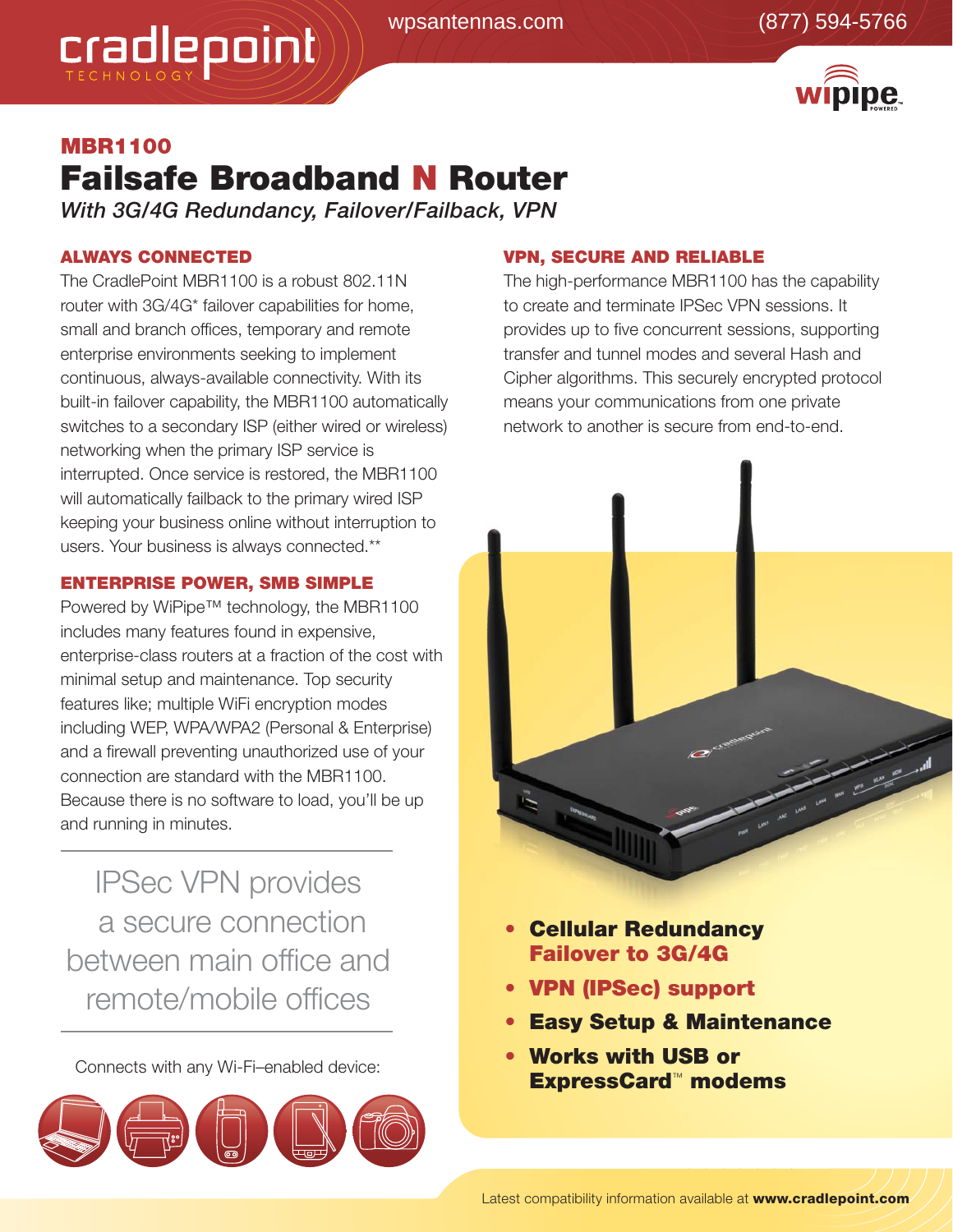# MBR1100

## Failsafe Broadband N Router

*With 3G/4G Redundancy, Failover/Failback, VPN*

### ALWAYS CONNECTED

The CradlePoint MBR1100 is a robust 802.11N router with 3G/4G* failover capabilities for home, small and branch offices, temporary and remote enterprise environments seeking to implement continuous, always-available connectivity. With its built-in failover capability, the MBR1100 automatically switches to a secondary ISP (either wired or wireless) networking when the primary ISP service is interrupted. Once service is restored, the MBR1100 will automatically failback to the primary wired ISP keeping your business online without interruption to users. Your business is always connected.**

### ENTERPRISE POWER, SMB SIMPLE

Powered by WiPipe™ technology, the MBR1100 includes many features found in expensive, enterprise-class routers at a fraction of the cost with minimal setup and maintenance. Top security features like; multiple WiFi encryption modes including WEP, WPA/WPA2 (Personal & Enterprise) and a firewall preventing unauthorized use of your connection are standard with the MBR1100. Because there is no software to load, you'll be up and running in minutes.

IPSec VPN provides a secure connection between main office and remote/mobile offices

Connects with any Wi-Fi–enabled device:

### VPN, SECURE AND RELIABLE

The high-performance MBR1100 has the capability to create and terminate IPSec VPN sessions. It provides up to five concurrent sessions, supporting transfer and tunnel modes and several Hash and Cipher algorithms. This securely encrypted protocol means your communications from one private network to another is secure from end-to-end.

- **Cellular Redundancy Failover to 3G/4G**
- **VPN (IPSec) support**
- **Easy Setup & Maintenance**
- **Works with USB or ExpressCard™ modems**

Latest compatibility information available at **www.cradlepoint.com**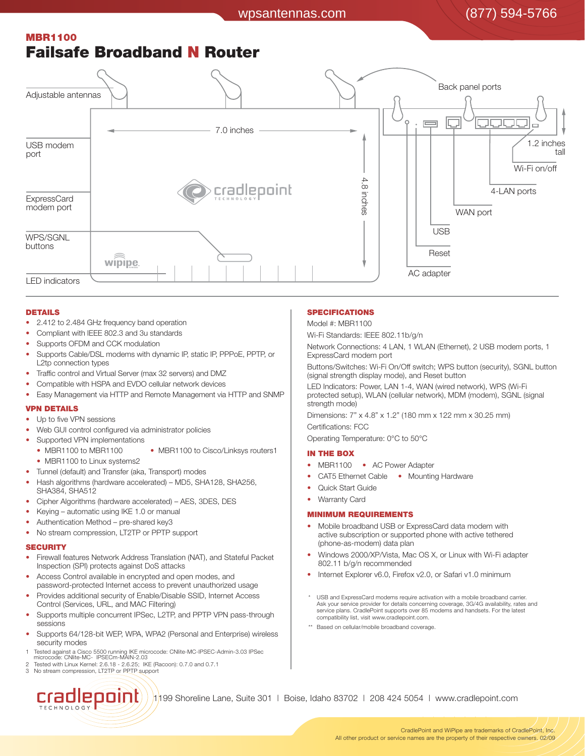**MBR1100**

# Failsafe Broadband N Router

Adjustable antennas

USB modem port

ExpressCard modem port

WPS/SGNL buttons

LED indicators

7.0 inches

4.8 inches

Back panel ports

1.2 inches tall

Wi-Fi on/off

4-LAN ports

WAN port

USB

Reset

AC adapter

## DETAILS

- 2.412 to 2.484 GHz frequency band operation
- Compliant with IEEE 802.3 and 3u standards
- Supports OFDM and CCK modulation
- Supports Cable/DSL modems with dynamic IP, static IP, PPPoE, PPTP, or L2tp connection types
- Traffic control and Virtual Server (max 32 servers) and DMZ
- Compatible with HSPA and EVDO cellular network devices
- Easy Management via HTTP and Remote Management via HTTP and SNMP

## VPN DETAILS

- Up to five VPN sessions
- Web GUI control configured via administrator policies
- Supported VPN implementations
  - MBR1100 to MBR1100
  - MBR1100 to Cisco/Linksys routers1
  - MBR1100 to Linux systems2
- Tunnel (default) and Transfer (aka, Transport) modes
- Hash algorithms (hardware accelerated) – MD5, SHA128, SHA256, SHA384, SHA512
- Cipher Algorithms (hardware accelerated) – AES, 3DES, DES
- Keying – automatic using IKE 1.0 or manual
- Authentication Method – pre-shared key3
- No stream compression, LT2TP or PPTP support

## SECURITY

- Firewall features Network Address Translation (NAT), and Stateful Packet Inspection (SPI) protects against DoS attacks
- Access Control available in encrypted and open modes, and password-protected Internet access to prevent unauthorized usage
- Provides additional security of Enable/Disable SSID, Internet Access Control (Services, URL, and MAC Filtering)
- Supports multiple concurrent IPSec, L2TP, and PPTP VPN pass-through sessions
- Supports 64/128-bit WEP, WPA, WPA2 (Personal and Enterprise) wireless security modes

1 Tested against a Cisco 5500 running IKE microcode: CNlite-MC-IPSEC-Admin-3.03 IPSec microcode: CNlite-MC- IPSECm-MAIN-2.03
2 Tested with Linux Kernel: 2.6.18 - 2.6.25; IKE (Racoon): 0.7.0 and 0.7.1
3 No stream compression, LT2TP or PPTP support

## SPECIFICATIONS

Model #: MBR1100

Wi-Fi Standards: IEEE 802.11b/g/n

Network Connections: 4 LAN, 1 WLAN (Ethernet), 2 USB modem ports, 1 ExpressCard modem port

Buttons/Switches: Wi-Fi On/Off switch; WPS button (security), SGNL button (signal strength display mode), and Reset button

LED Indicators: Power, LAN 1-4, WAN (wired network), WPS (Wi-Fi protected setup), WLAN (cellular network), MDM (modem), SGNL (signal strength mode)

Dimensions: 7" x 4.8" x 1.2" (180 mm x 122 mm x 30.25 mm)

Certifications: FCC

Operating Temperature: 0°C to 50°C

## IN THE BOX

- MBR1100
- AC Power Adapter
- CAT5 Ethernet Cable
- Mounting Hardware
- Quick Start Guide
- Warranty Card

## MINIMUM REQUIREMENTS

- Mobile broadband USB or ExpressCard data modem with active subscription or supported phone with active tethered (phone-as-modem) data plan
- Windows 2000/XP/Vista, Mac OS X, or Linux with Wi-Fi adapter 802.11 b/g/n recommended
- Internet Explorer v6.0, Firefox v2.0, or Safari v1.0 minimum

\* USB and ExpressCard modems require activation with a mobile broadband carrier. Ask your service provider for details concerning coverage, 3G/4G availability, rates and service plans. CradlePoint supports over 85 modems and handsets. For the latest compatibility list, visit www.cradlepoint.com.

\*\* Based on cellular/mobile broadband coverage.

cradlepoint TECHNOLOGY 1199 Shoreline Lane, Suite 301 | Boise, Idaho 83702 | 208 424 5054 | www.cradlepoint.com

CradlePoint and WiPipe are trademarks of CradlePoint, Inc.
All other product or service names are the property of their respective owners. 02/09